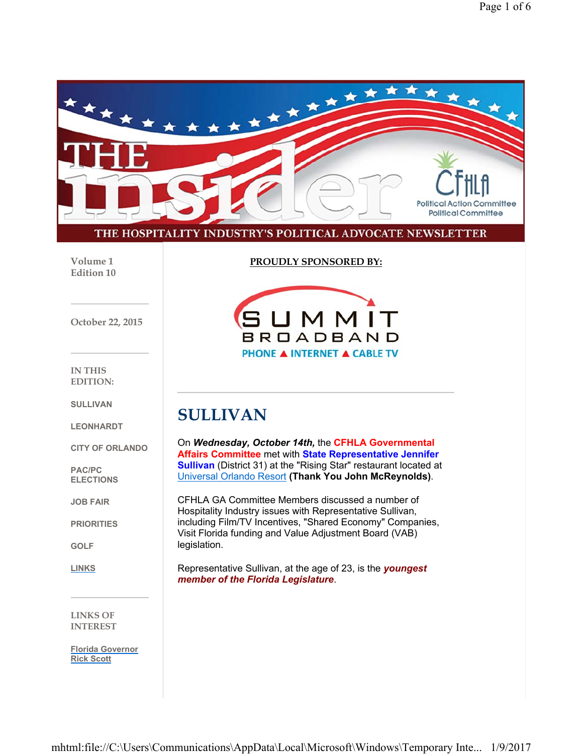# THE insider

CFHLA Political Action Committee Political Committee

THE HOSPITALITY INDUSTRY'S POLITICAL ADVOCATE NEWSLETTER

Volume 1
Edition 10

October 22, 2015

IN THIS EDITION:

SULLIVAN

LEONHARDT

CITY OF ORLANDO

PAC/PC ELECTIONS

JOB FAIR

PRIORITIES

GOLF

LINKS

LINKS OF INTEREST

Florida Governor Rick Scott

**PROUDLY SPONSORED BY:**

SUMMIT BROADBAND
PHONE ▲ INTERNET ▲ CABLE TV

---

## SULLIVAN

On ***Wednesday, October 14th,*** the **CFHLA Governmental Affairs Committee** met with **State Representative Jennifer Sullivan** (District 31) at the "Rising Star" restaurant located at Universal Orlando Resort **(Thank You John McReynolds)**.

CFHLA GA Committee Members discussed a number of Hospitality Industry issues with Representative Sullivan, including Film/TV Incentives, "Shared Economy" Companies, Visit Florida funding and Value Adjustment Board (VAB) legislation.

Representative Sullivan, at the age of 23, is the ***youngest member of the Florida Legislature***.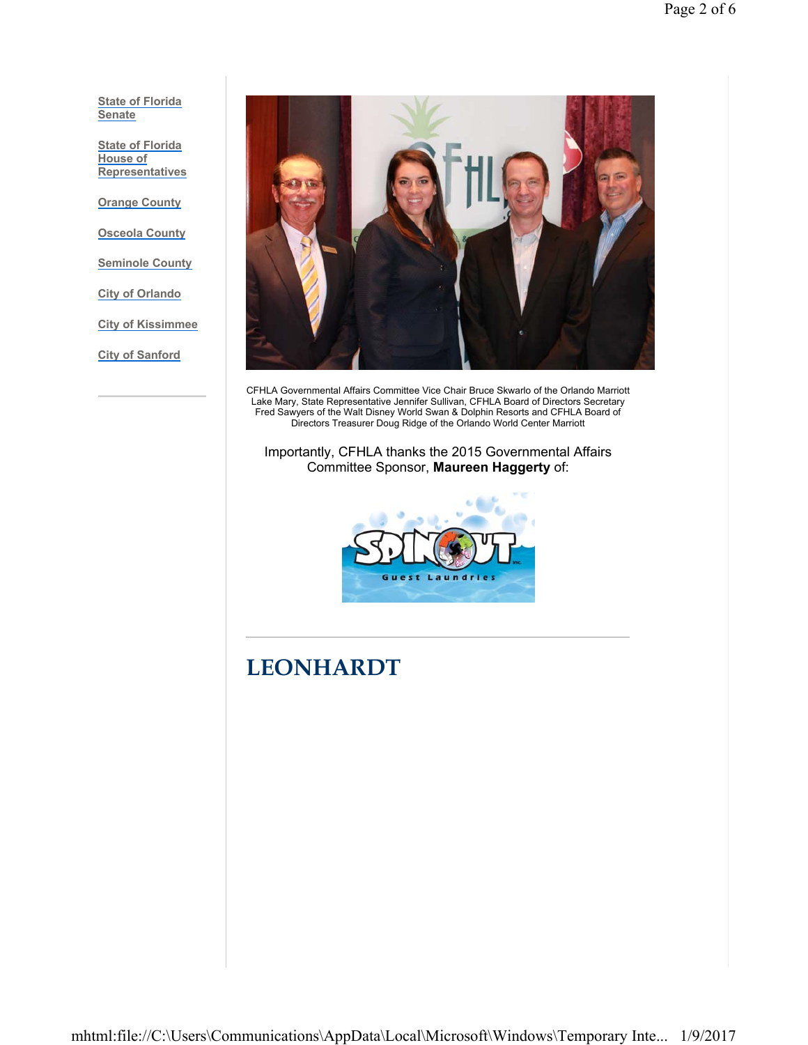[State of Florida Senate](#)

[State of Florida House of Representatives](#)

[Orange County](#)

[Osceola County](#)

[Seminole County](#)

[City of Orlando](#)

[City of Kissimmee](#)

[City of Sanford](#)

CFHLA Governmental Affairs Committee Vice Chair Bruce Skwarlo of the Orlando Marriott Lake Mary, State Representative Jennifer Sullivan, CFHLA Board of Directors Secretary Fred Sawyers of the Walt Disney World Swan & Dolphin Resorts and CFHLA Board of Directors Treasurer Doug Ridge of the Orlando World Center Marriott

Importantly, CFHLA thanks the 2015 Governmental Affairs Committee Sponsor, **Maureen Haggerty** of:

SPINOUT inc. Guest Laundries

---

# LEONHARDT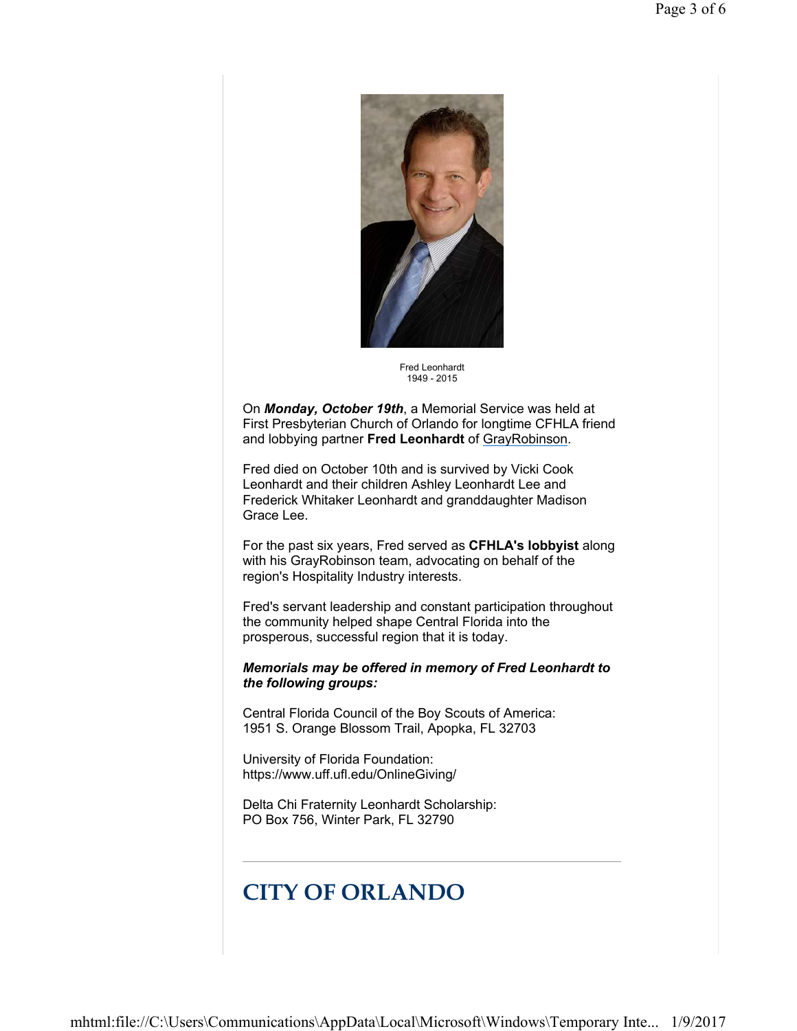Fred Leonhardt
1949 - 2015

On ***Monday, October 19th***, a Memorial Service was held at First Presbyterian Church of Orlando for longtime CFHLA friend and lobbying partner **Fred Leonhardt** of GrayRobinson.

Fred died on October 10th and is survived by Vicki Cook Leonhardt and their children Ashley Leonhardt Lee and Frederick Whitaker Leonhardt and granddaughter Madison Grace Lee.

For the past six years, Fred served as **CFHLA's lobbyist** along with his GrayRobinson team, advocating on behalf of the region's Hospitality Industry interests.

Fred's servant leadership and constant participation throughout the community helped shape Central Florida into the prosperous, successful region that it is today.

***Memorials may be offered in memory of Fred Leonhardt to the following groups:***

Central Florida Council of the Boy Scouts of America:
1951 S. Orange Blossom Trail, Apopka, FL 32703

University of Florida Foundation:
https://www.uff.ufl.edu/OnlineGiving/

Delta Chi Fraternity Leonhardt Scholarship:
PO Box 756, Winter Park, FL 32790

---

# CITY OF ORLANDO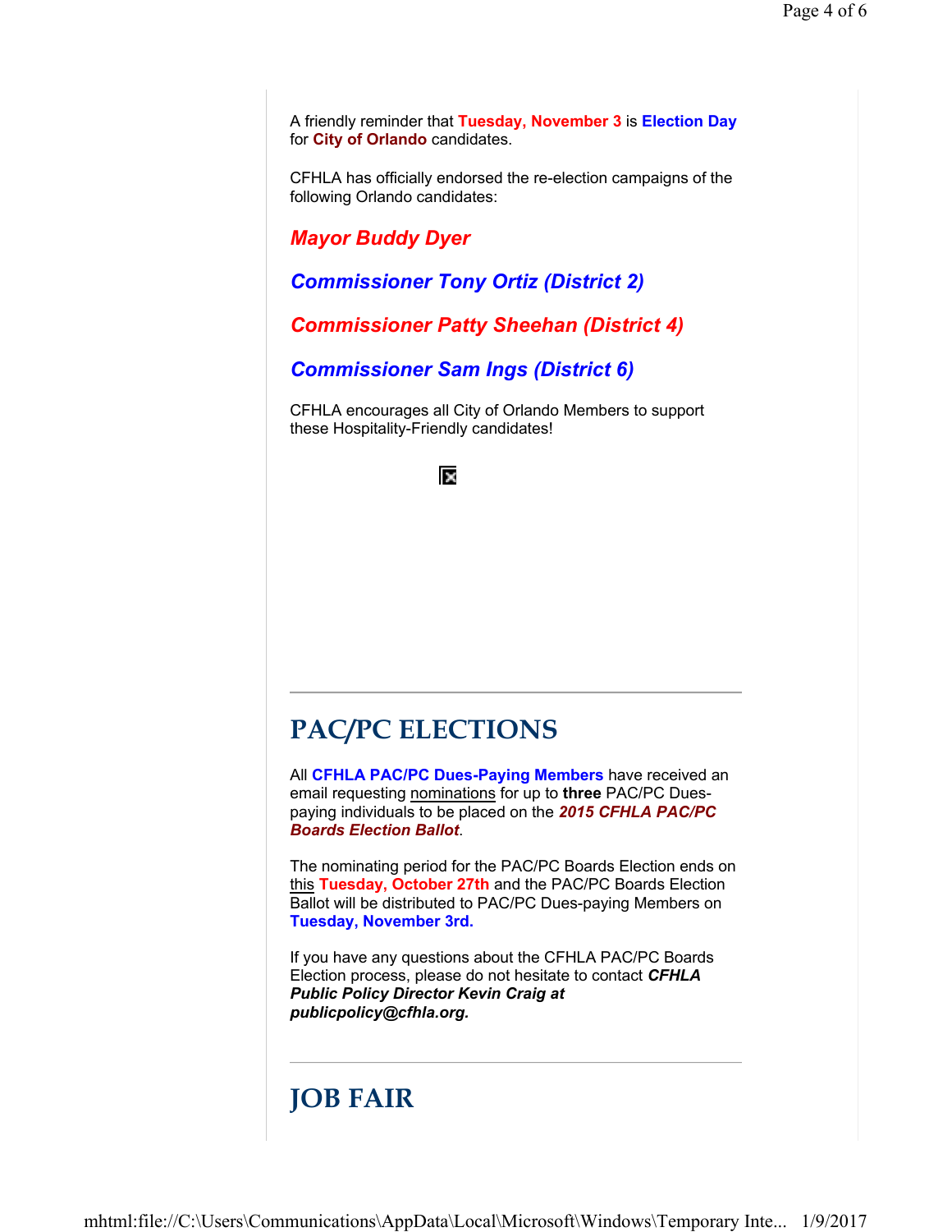A friendly reminder that **Tuesday, November 3** is **Election Day** for **City of Orlando** candidates.

CFHLA has officially endorsed the re-election campaigns of the following Orlando candidates:

***Mayor Buddy Dyer***

***Commissioner Tony Ortiz (District 2)***

***Commissioner Patty Sheehan (District 4)***

***Commissioner Sam Ings (District 6)***

CFHLA encourages all City of Orlando Members to support these Hospitality-Friendly candidates!

---

## PAC/PC ELECTIONS

All **CFHLA PAC/PC Dues-Paying Members** have received an email requesting nominations for up to **three** PAC/PC Dues-paying individuals to be placed on the ***2015 CFHLA PAC/PC Boards Election Ballot***.

The nominating period for the PAC/PC Boards Election ends on this **Tuesday, October 27th** and the PAC/PC Boards Election Ballot will be distributed to PAC/PC Dues-paying Members on **Tuesday, November 3rd.**

If you have any questions about the CFHLA PAC/PC Boards Election process, please do not hesitate to contact ***CFHLA Public Policy Director Kevin Craig at publicpolicy@cfhla.org.***

---

## JOB FAIR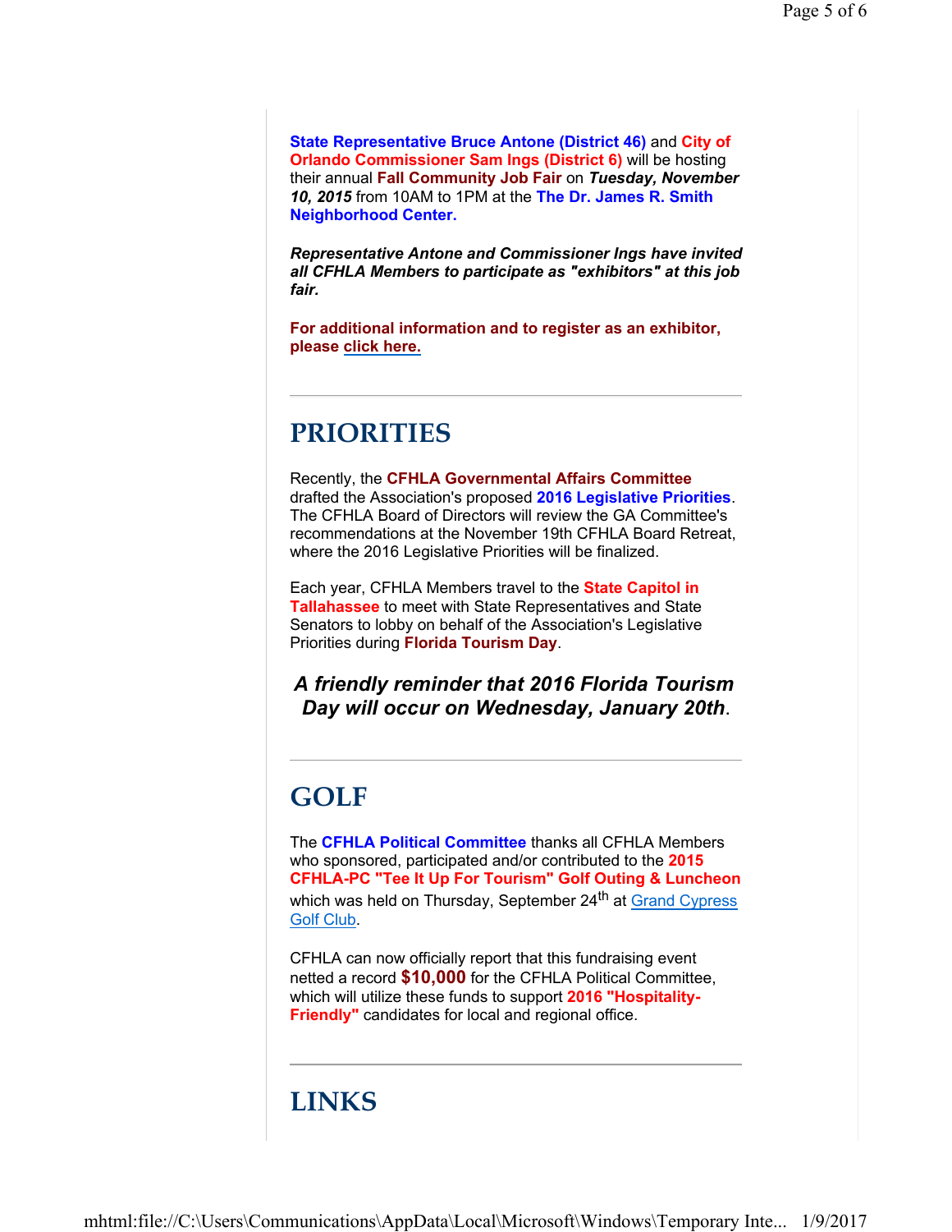**State Representative Bruce Antone (District 46)** and **City of Orlando Commissioner Sam Ings (District 6)** will be hosting their annual **Fall Community Job Fair** on ***Tuesday, November 10, 2015*** from 10AM to 1PM at the **The Dr. James R. Smith Neighborhood Center.**

***Representative Antone and Commissioner Ings have invited all CFHLA Members to participate as "exhibitors" at this job fair.***

**For additional information and to register as an exhibitor, please click here.**

---

## PRIORITIES

Recently, the **CFHLA Governmental Affairs Committee** drafted the Association's proposed **2016 Legislative Priorities**. The CFHLA Board of Directors will review the GA Committee's recommendations at the November 19th CFHLA Board Retreat, where the 2016 Legislative Priorities will be finalized.

Each year, CFHLA Members travel to the **State Capitol in Tallahassee** to meet with State Representatives and State Senators to lobby on behalf of the Association's Legislative Priorities during **Florida Tourism Day**.

***A friendly reminder that 2016 Florida Tourism Day will occur on Wednesday, January 20th***.

---

## GOLF

The **CFHLA Political Committee** thanks all CFHLA Members who sponsored, participated and/or contributed to the **2015 CFHLA-PC "Tee It Up For Tourism" Golf Outing & Luncheon** which was held on Thursday, September 24th at Grand Cypress Golf Club.

CFHLA can now officially report that this fundraising event netted a record **$10,000** for the CFHLA Political Committee, which will utilize these funds to support **2016 "Hospitality-Friendly"** candidates for local and regional office.

---

## LINKS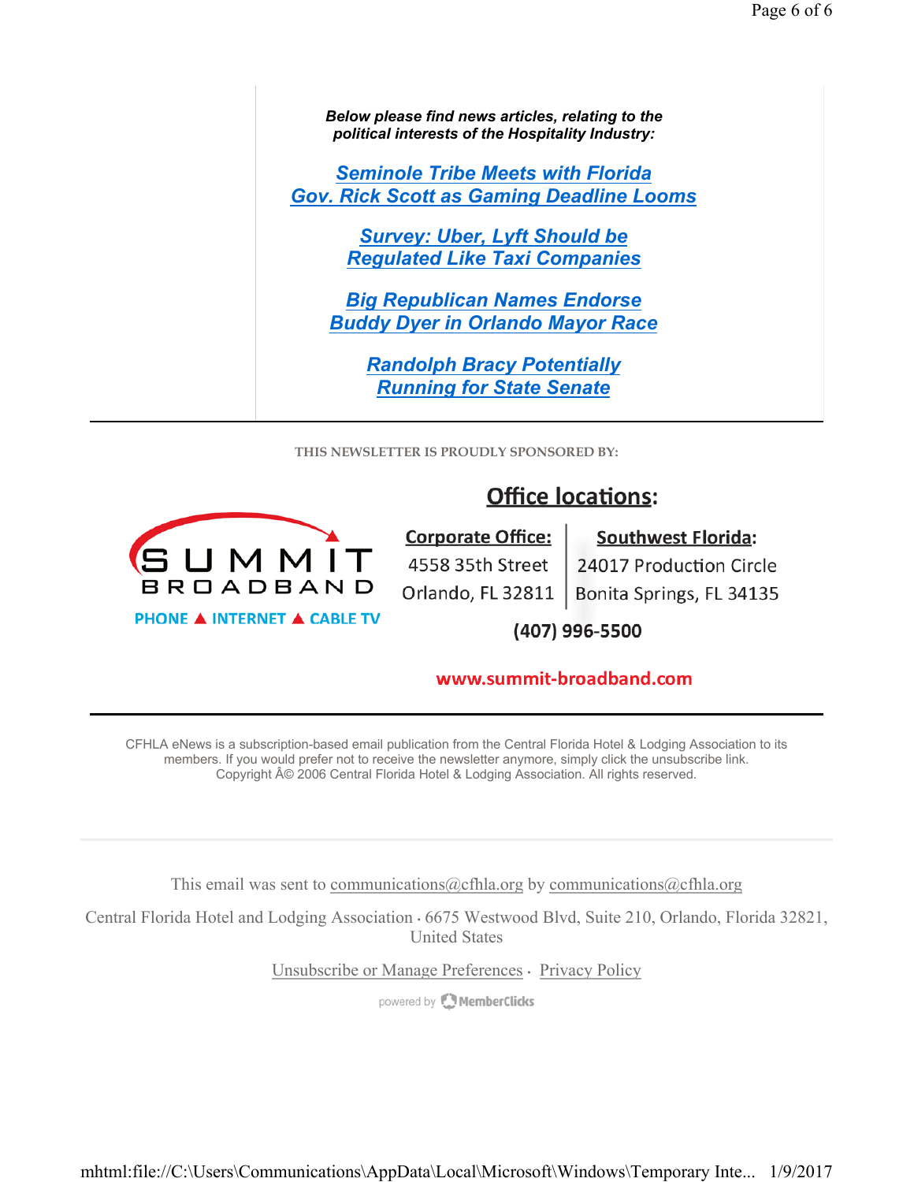***Below please find news articles, relating to the political interests of the Hospitality Industry:***

***Seminole Tribe Meets with Florida Gov. Rick Scott as Gaming Deadline Looms***

***Survey: Uber, Lyft Should be Regulated Like Taxi Companies***

***Big Republican Names Endorse Buddy Dyer in Orlando Mayor Race***

***Randolph Bracy Potentially Running for State Senate***

---

THIS NEWSLETTER IS PROUDLY SPONSORED BY:

SUMMIT BROADBAND

PHONE ▲ INTERNET ▲ CABLE TV

**Office locations:**

**Corporate Office:**
4558 35th Street
Orlando, FL 32811

**Southwest Florida:**
24017 Production Circle
Bonita Springs, FL 34135

**(407) 996-5500**

**www.summit-broadband.com**

---

CFHLA eNews is a subscription-based email publication from the Central Florida Hotel & Lodging Association to its members. If you would prefer not to receive the newsletter anymore, simply click the unsubscribe link.
Copyright Â© 2006 Central Florida Hotel & Lodging Association. All rights reserved.

This email was sent to communications@cfhla.org by communications@cfhla.org

Central Florida Hotel and Lodging Association · 6675 Westwood Blvd, Suite 210, Orlando, Florida 32821, United States

Unsubscribe or Manage Preferences · Privacy Policy

powered by MemberClicks